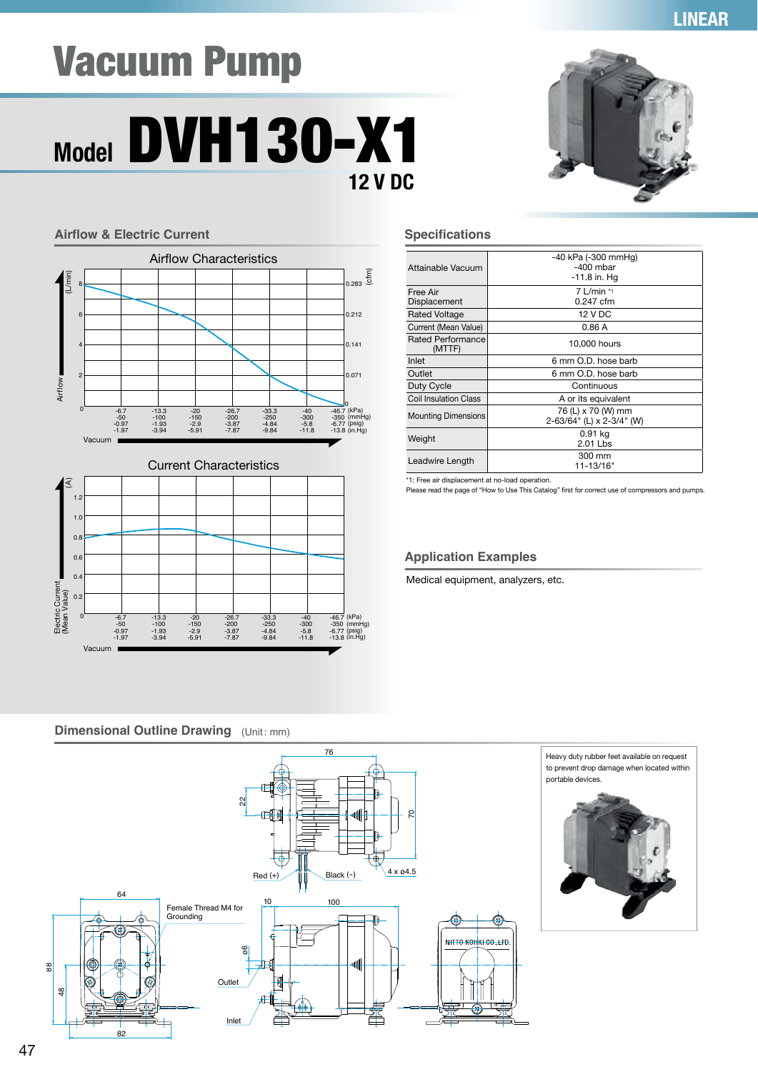# Vacuum Pump

## Model DVH130-X1

12 V DC

## Airflow & Electric Current

### Airflow Characteristics

Airflow (L/min) / (cfm)

| Vacuum (kPa) | -6.7 | -13.3 | -20 | -26.7 | -33.3 | -40 | -46.7 |
|---|---|---|---|---|---|---|---|
| (mmHg) | -50 | -100 | -150 | -200 | -250 | -300 | -350 |
| (psig) | -0.97 | -1.93 | -2.9 | -3.87 | -4.84 | -5.8 | -6.77 |
| (in.Hg) | -1.97 | -3.94 | -5.91 | -7.87 | -9.84 | -11.8 | -13.8 |

Airflow axis: 0, 2, 4, 6, 8 (L/min); 0, 0.071, 0.141, 0.212, 0.283 (cfm)

### Current Characteristics

Electric Current (Mean Value) (A): 0, 0.2, 0.4, 0.6, 0.8, 1.0, 1.2

| Vacuum (kPa) | -6.7 | -13.3 | -20 | -26.7 | -33.3 | -40 | -46.7 |
|---|---|---|---|---|---|---|---|
| (mmHg) | -50 | -100 | -150 | -200 | -250 | -300 | -350 |
| (psig) | -0.97 | -1.93 | -2.9 | -3.87 | -4.84 | -5.8 | -6.77 |
| (in.Hg) | -1.97 | -3.94 | -5.91 | -7.87 | -9.84 | -11.8 | -13.8 |

## Specifications

| | |
|---|---|
| Attainable Vacuum | -40 kPa (-300 mmHg)<br>-400 mbar<br>-11.8 in. Hg |
| Free Air Displacement | 7 L/min *1<br>0.247 cfm |
| Rated Voltage | 12 V DC |
| Current (Mean Value) | 0.86 A |
| Rated Performance (MTTF) | 10,000 hours |
| Inlet | 6 mm O.D. hose barb |
| Outlet | 6 mm O.D. hose barb |
| Duty Cycle | Continuous |
| Coil Insulation Class | A or its equivalent |
| Mounting Dimensions | 76 (L) x 70 (W) mm<br>2-63/64" (L) x 2-3/4" (W) |
| Weight | 0.91 kg<br>2.01 Lbs |
| Leadwire Length | 300 mm<br>11-13/16" |

*1: Free air displacement at no-load operation.

Please read the page of "How to Use This Catalog" first for correct use of compressors and pumps.

## Application Examples

Medical equipment, analyzers, etc.

## Dimensional Outline Drawing (Unit : mm)

76, 22, 70, 4 x ø4.5, Red (+), Black (−), 64, 88, 48, 82, Female Thread M4 for Grounding, 10, 100, ø6, Outlet, Inlet, NITTO KOHKI CO.,LTD.

Heavy duty rubber feet available on request to prevent drop damage when located within portable devices.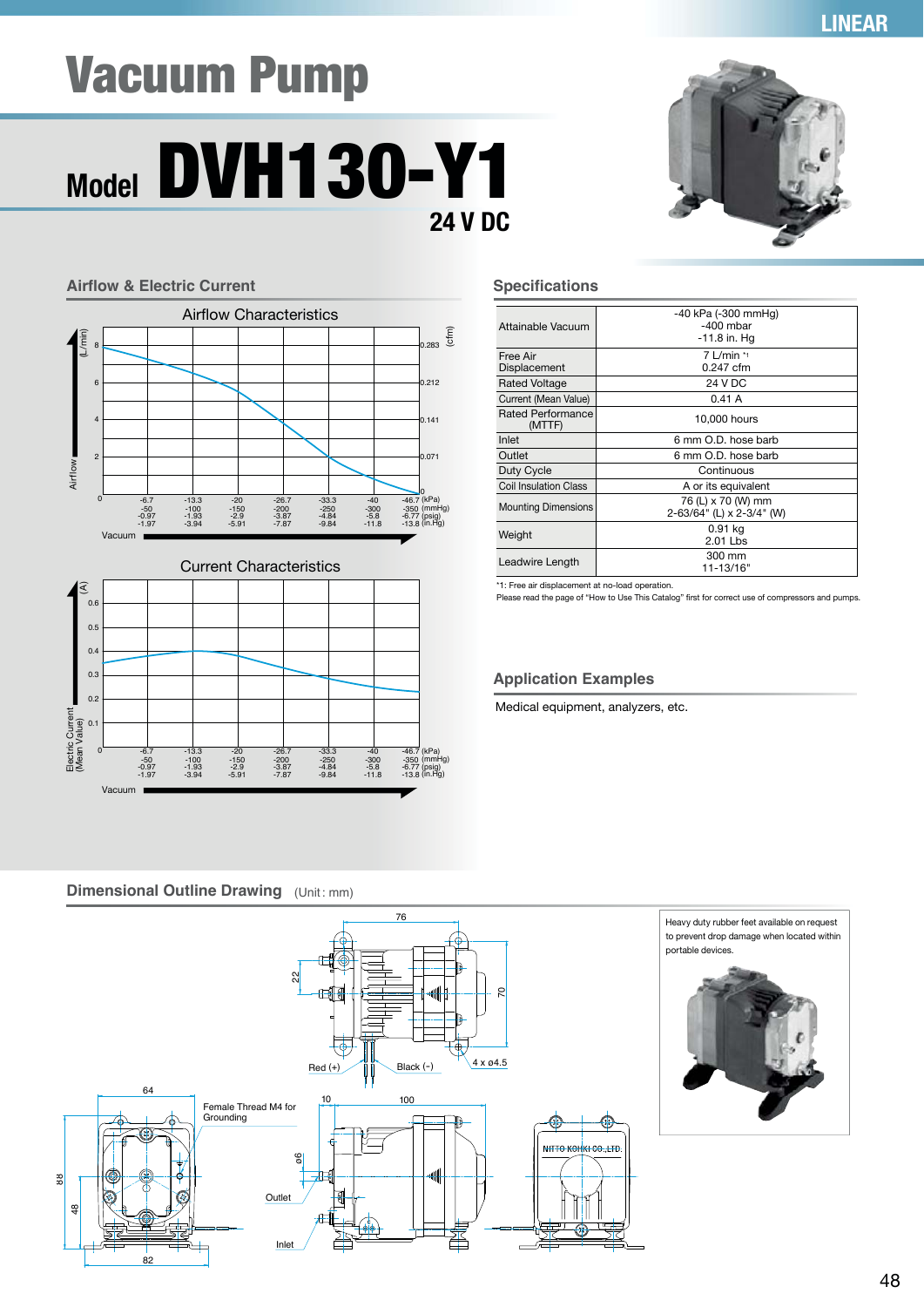LINEAR

# Vacuum Pump

## Model DVH130-Y1

24 V DC

### Airflow & Electric Current

Airflow Characteristics

Airflow (L/min)
8
6
4
2
0

(cfm)
0.283
0.212
0.141
0.071
0

-6.7 -50 -0.97 -1.97
-13.3 -100 -1.93 -3.94
-20 -150 -2.9 -5.91
-26.7 -200 -3.87 -7.87
-33.3 -250 -4.84 -9.84
-40 -300 -5.8 -11.8
-46.7 (kPa) -350 (mmHg) -6.77 (psig) -13.8 (in.Hg)

Vacuum

Current Characteristics

Electric Current (Mean Value) (A)
0.6
0.5
0.4
0.3
0.2
0.1
0

-6.7 -50 -0.97 -1.97
-13.3 -100 -1.93 -3.94
-20 -150 -2.9 -5.91
-26.7 -200 -3.87 -7.87
-33.3 -250 -4.84 -9.84
-40 -300 -5.8 -11.8
-46.7 (kPa) -350 (mmHg) -6.77 (psig) -13.8 (in.Hg)

Vacuum

### Specifications

| | |
|---|---|
| Attainable Vacuum | -40 kPa (-300 mmHg)<br>-400 mbar<br>-11.8 in. Hg |
| Free Air Displacement | 7 L/min *1<br>0.247 cfm |
| Rated Voltage | 24 V DC |
| Current (Mean Value) | 0.41 A |
| Rated Performance (MTTF) | 10,000 hours |
| Inlet | 6 mm O.D. hose barb |
| Outlet | 6 mm O.D. hose barb |
| Duty Cycle | Continuous |
| Coil Insulation Class | A or its equivalent |
| Mounting Dimensions | 76 (L) x 70 (W) mm<br>2-63/64" (L) x 2-3/4" (W) |
| Weight | 0.91 kg<br>2.01 Lbs |
| Leadwire Length | 300 mm<br>11-13/16" |

*1: Free air displacement at no-load operation.
Please read the page of "How to Use This Catalog" first for correct use of compressors and pumps.

### Application Examples

Medical equipment, analyzers, etc.

### Dimensional Outline Drawing (Unit : mm)

76
22
70
Red (+)
Black (−)
4 x ø4.5
64
Female Thread M4 for Grounding
10
100
ø6
Outlet
Inlet
88
48
82
NITTO KOHKI CO.,LTD.

Heavy duty rubber feet available on request to prevent drop damage when located within portable devices.